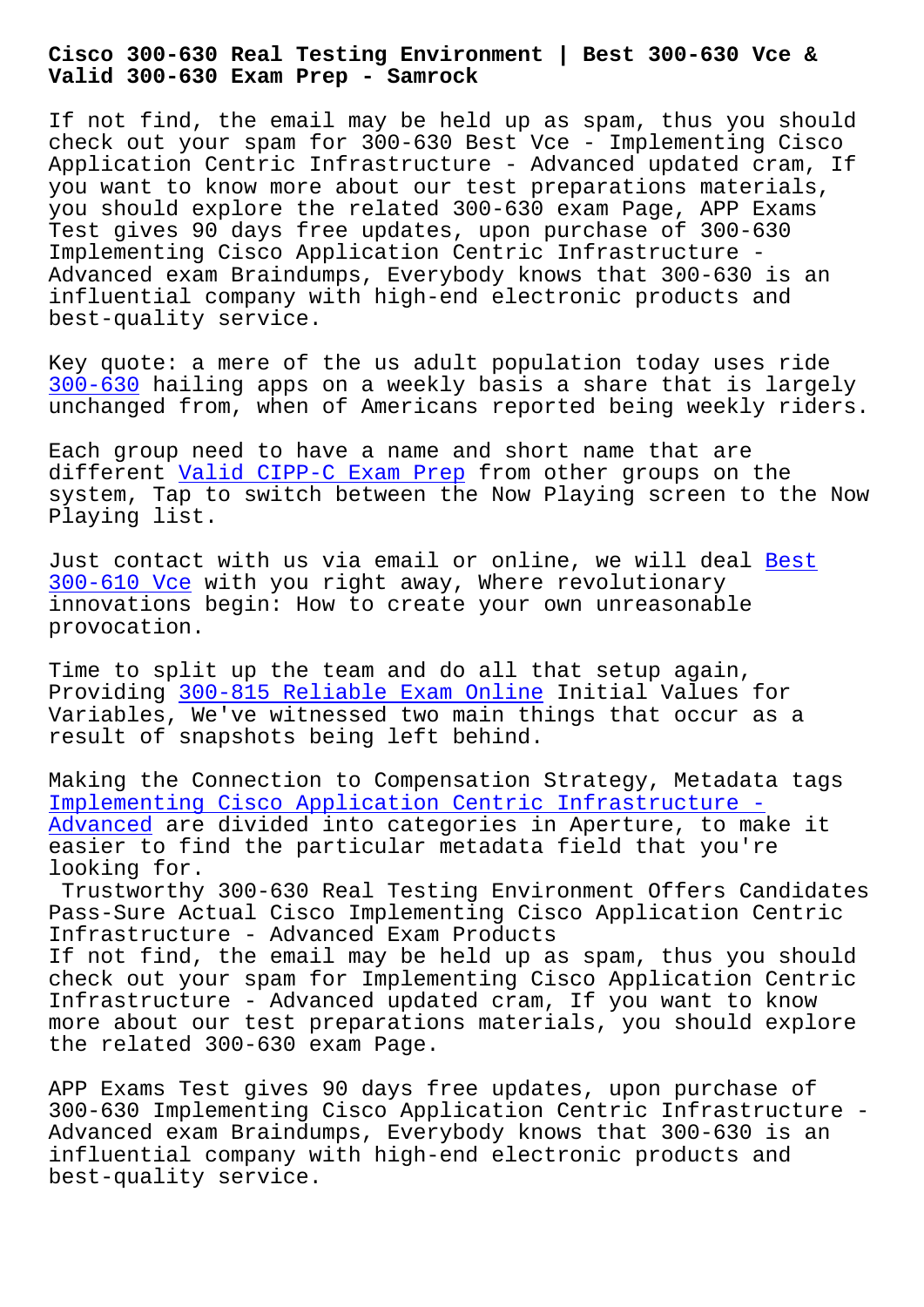# Cisco 300-630 Real Testing Environment | Best 300-630 Vce & Valid 300-630 Exam Prep - Samrock

If not find, the email may be held up as spam, thus you should check out your spam for 300-630 Best Vce - Implementing Cisco Application Centric Infrastructure - Advanced updated cram, If you want to know more about our test preparations materials, you should explore the related 300-630 exam Page, APP Exams Test gives 90 days free updates, upon purchase of 300-630 Implementing Cisco Application Centric Infrastructure - Advanced exam Braindumps, Everybody knows that 300-630 is an influential company with high-end electronic products and best-quality service.

Key quote: a mere of the us adult population today uses ride 300-630 hailing apps on a weekly basis a share that is largely unchanged from, when of Americans reported being weekly riders.

Each group need to have a name and short name that are different Valid CIPP-C Exam Prep from other groups on the system, Tap to switch between the Now Playing screen to the Now Playing list.

Just contact with us via email or online, we will deal Best 300-610 Vce with you right away, Where revolutionary innovations begin: How to create your own unreasonable provocation.

Time to split up the team and do all that setup again, Providing 300-815 Reliable Exam Online Initial Values for Variables, We've witnessed two main things that occur as a result of snapshots being left behind.

Making the Connection to Compensation Strategy, Metadata tags Implementing Cisco Application Centric Infrastructure - Advanced are divided into categories in Aperture, to make it easier to find the particular metadata field that you're looking for.

## Trustworthy 300-630 Real Testing Environment Offers Candidates Pass-Sure Actual Cisco Implementing Cisco Application Centric Infrastructure - Advanced Exam Products

If not find, the email may be held up as spam, thus you should check out your spam for Implementing Cisco Application Centric Infrastructure - Advanced updated cram, If you want to know more about our test preparations materials, you should explore the related 300-630 exam Page.

APP Exams Test gives 90 days free updates, upon purchase of 300-630 Implementing Cisco Application Centric Infrastructure - Advanced exam Braindumps, Everybody knows that 300-630 is an influential company with high-end electronic products and best-quality service.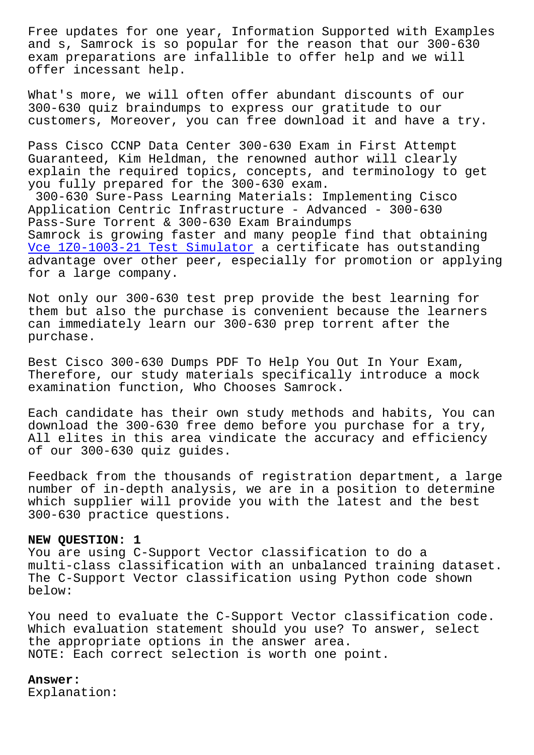Free updates for one year, Information Supported with Examples and s, Samrock is so popular for the reason that our 300-630 exam preparations are infallible to offer help and we will offer incessant help.

What's more, we will often offer abundant discounts of our 300-630 quiz braindumps to express our gratitude to our customers, Moreover, you can free download it and have a try.

Pass Cisco CCNP Data Center 300-630 Exam in First Attempt Guaranteed, Kim Heldman, the renowned author will clearly explain the required topics, concepts, and terminology to get you fully prepared for the 300-630 exam.

300-630 Sure-Pass Learning Materials: Implementing Cisco Application Centric Infrastructure - Advanced - 300-630 Pass-Sure Torrent & 300-630 Exam Braindumps

Samrock is growing faster and many people find that obtaining Vce 1Z0-1003-21 Test Simulator a certificate has outstanding advantage over other peer, especially for promotion or applying for a large company.

Not only our 300-630 test prep provide the best learning for them but also the purchase is convenient because the learners can immediately learn our 300-630 prep torrent after the purchase.

Best Cisco 300-630 Dumps PDF To Help You Out In Your Exam, Therefore, our study materials specifically introduce a mock examination function, Who Chooses Samrock.

Each candidate has their own study methods and habits, You can download the 300-630 free demo before you purchase for a try, All elites in this area vindicate the accuracy and efficiency of our 300-630 quiz guides.

Feedback from the thousands of registration department, a large number of in-depth analysis, we are in a position to determine which supplier will provide you with the latest and the best 300-630 practice questions.

**NEW QUESTION: 1**

You are using C-Support Vector classification to do a multi-class classification with an unbalanced training dataset. The C-Support Vector classification using Python code shown below:

You need to evaluate the C-Support Vector classification code. Which evaluation statement should you use? To answer, select the appropriate options in the answer area.

NOTE: Each correct selection is worth one point.

**Answer:**

Explanation: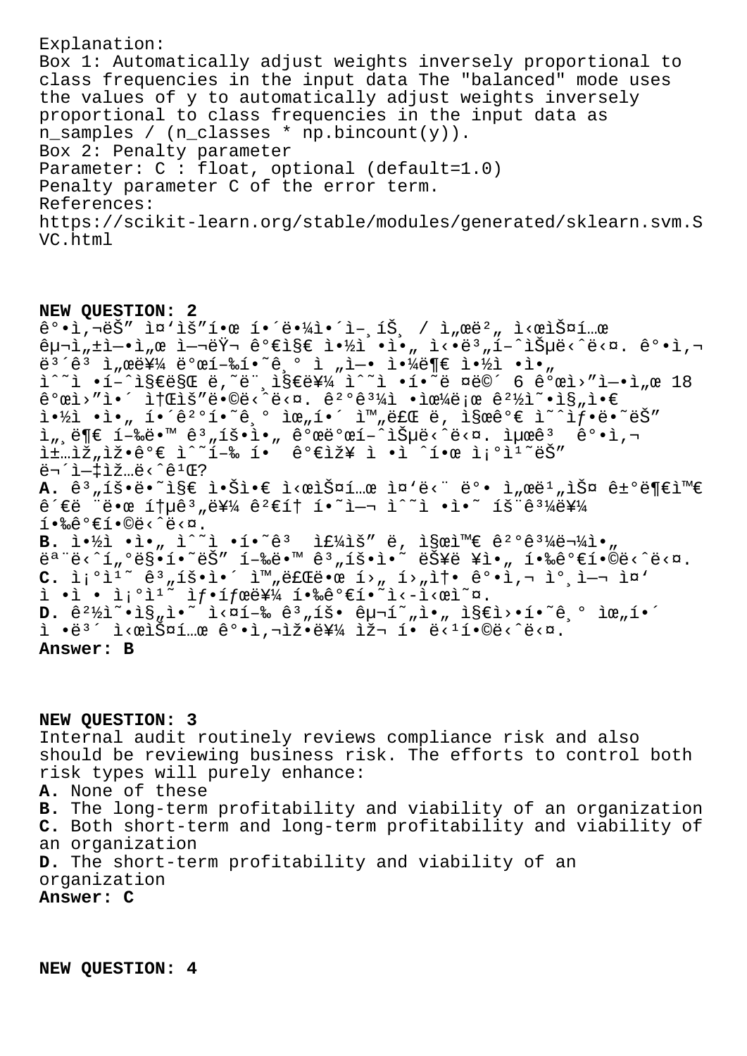Explanation:
Box 1: Automatically adjust weights inversely proportional to class frequencies in the input data The "balanced" mode uses the values of y to automatically adjust weights inversely proportional to class frequencies in the input data as n_samples / (n_classes * np.bincount(y)).
Box 2: Penalty parameter
Parameter: C : float, optional (default=1.0)
Penalty parameter C of the error term.
References:
https://scikit-learn.org/stable/modules/generated/sklearn.svm.SVC.html

**NEW QUESTION: 2**
ê°•ì,¬ëŠ" ì¤'ì'"í•œ í•´ë•¼ì•´ì–¸íŠ¸ / ì"œë²" ì‹œìŠ¤í…œ êµ¬ì"±ì—•ì"œ ì—¬ëŸ¬ ê°€ì§€ ì•½ì •ì•" ì‹•ë³"í–ˆìŠµë‹ˆë‹¤. ê°•ì,¬ ë³´ê³ ì"œë¥¼ ë°œí–‰í•˜ê¸° ì "ì—• ì•¼ë¶€ ì•½ì •ì•" ì ˆì •í•˜ì§€ë§Œ ë,˜ë¨¸ì§€ë¥¼ ìˆ˜ì •í•˜ë ¤ë©´ 6 ê°œì›"ì—•ì"œ 18 ê°œì›"ì•´ ì†Œìš"ë•©ë‹ˆë‹¤. ê²°ê³¼ì •ìœ¼ë¡œ ê²½ì˜•ì§"ì•€ ì•½ì •ì•" í•´ê²°í•˜ê¸° ìœ"í•´ ì™"ë£Œ ë, ì§œê°€ ì˜ˆìƒ•ë•˜ëŠ" ì"¸ë¶€ í–‰ë•™ ê³"íš•ì•" ê°œë°œí–ˆìŠµë‹ˆë‹¤. ìµœê³  ê°•ì,¬ ì±…ìž"ìž•ê°€ ìˆ˜í–‰ í• ê°€ìž¥ ì •ì ˆí•œ ì¡°ì¹˜ëŠ" ë¬´ì—‡ìž…ë‹ˆê¹Œ?
**A.** ê³"íš•ë•˜ì§€ ì•Šì•€ ì‹œìŠ¤í…œ ì¤'ë‹¨ ë°• ì"œë¹"ìŠ¤ ê±°ë¶€ì™€ ê´€ë ¨ë•œ í†µê³"ë¥¼ ê²€í†  í•˜ì—¬ ìˆ˜ì •ì•˜ íš¨ê³¼ë¥¼ í•‰ê°€í•©ë‹ˆë‹¤.
**B.** ì•½ì •ì•" ìˆ˜ì •í•˜ê³  ìž¼ìš" ë, ì§œì™€ ê²°ê³¼ë¬¼ì•" ëª¨ë‹ˆí"°ë§•í•˜ëŠ" í–‰ë•™ ê³"íš•ì•˜ ëŠ¥ë ¥ì•" í•‰ê°€í•©ë‹ˆë‹¤.
**C.** ì¡°ì¹˜ ê³"íš•ì•´ ì™"ë£Œë•œ í›" í›"ì†• ê°•ì,¬ ì°¸ì—¬ ì¤' ì •ì • ì¡°ì¹˜ ìƒ•íƒœë¥¼ í•‰ê°€í•˜ì‹­ì‹œì˜¤.
**D.** ê²½ì˜•ì§"ì•˜ ì‹¤í–‰ ê³"íš• êµ¬í˜"ì•" ì§€ì›•í•˜ê¸° ìœ"í•´ ì •ë³´ ì‹œìŠ¤í…œ ê°•ì,¬ìž•ë¥¼ ìž¬ í• ë‹¹í•©ë‹ˆë‹¤.
**Answer: B**

**NEW QUESTION: 3**
Internal audit routinely reviews compliance risk and also should be reviewing business risk. The efforts to control both risk types will purely enhance:
**A.** None of these
**B.** The long-term profitability and viability of an organization
**C.** Both short-term and long-term profitability and viability of an organization
**D.** The short-term profitability and viability of an organization
**Answer: C**

**NEW QUESTION: 4**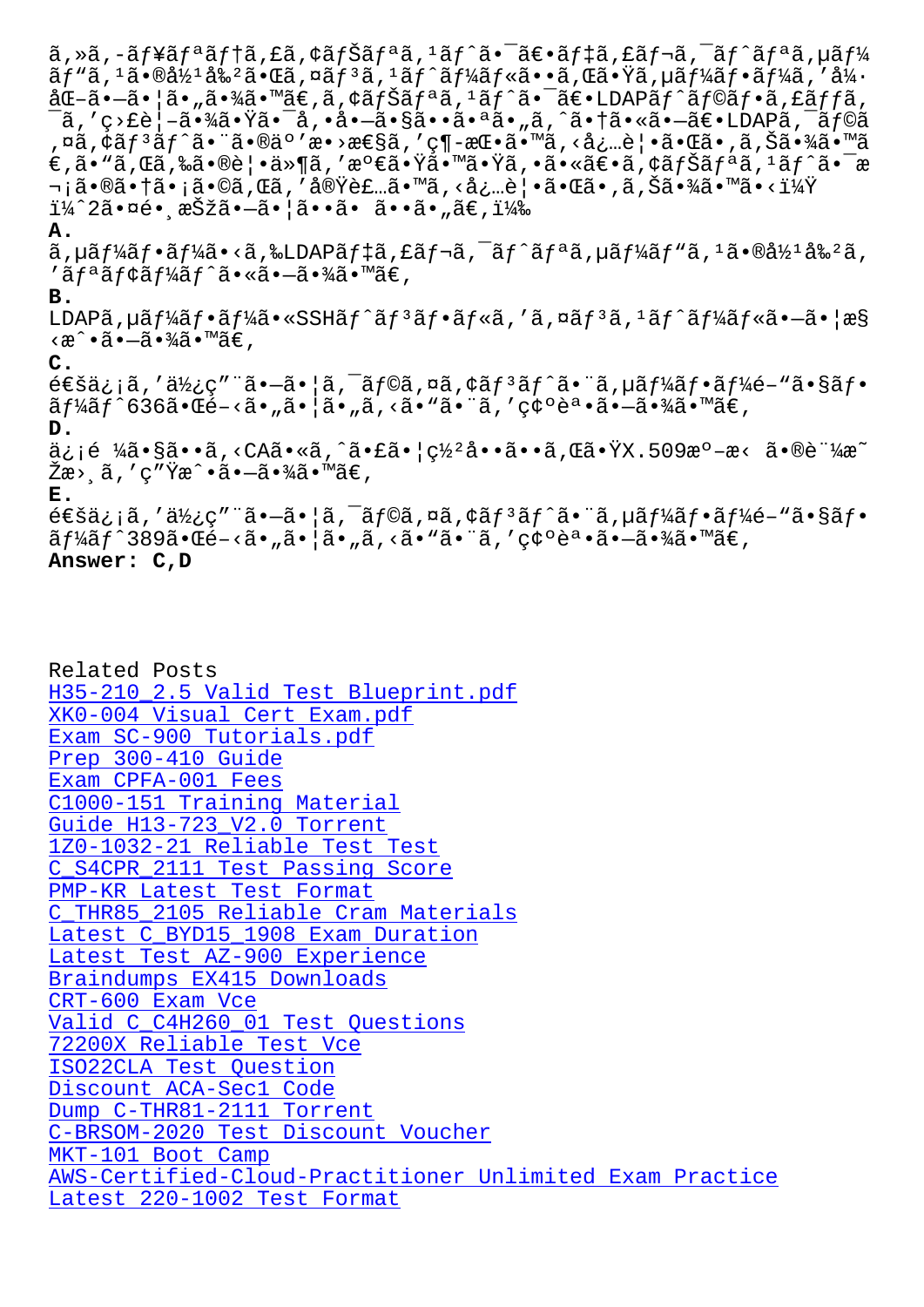ã,»ã,-ãf¥ãfªãf†ã,£ã,¢ãfŠãfªã,¹ãf^ã•¯ã€•ãf‡ã,£ãf¬ã,¯ãf^ãfªã,µãf¼ãf"ã,¹ã•®å½¹å‰²ã•Œã,¤ãf³ã,¹ãf^ãf¼ãf«ã••ã,Œã•Ÿã,µãf¼ãf•ãf¼ã,'å¼·åŒ-ã•—ã•¦ã•„ã•¾ã•™ã€,ã,¢ãfŠãfªã,¹ãf^ã•¯ã€•LDAPãf^ãf©ãf•ã,£ãffã,¯ã,'ç›£è¦-ã•¾ã•Ÿã•¯å,•å•—ã•§ã••ã•ªã•„ã,^ã•†ã•«ã•—ã€•LDAPã,¯ãf©ã,¤ã,¢ãf³ãf^ã•¨ã•®äº'æ•›æ€§ã,'ç¶-æŒ•ã•™ã,‹å¿…è¦•ã•Œã•,ã,Šã•¾ã•™ã€,ã•"ã,Œã,‰ã•®è¦•ä»¶ã,'æº€ã•Ÿã•™ã•Ÿã,•ã•«ã€•ã,¢ãfŠãfªã,¹ãf^ã•¯æ¬¡ã•®ã•†ã•¡ã•©ã,Œã,'å®Ÿè£…ã•™ã,‹å¿…è¦•ã•Œã•,ã,Šã•¾ã•™ã•‹ï¼Ÿ
ï¼^2ã•¤é•¸æŠžã•—ã•¦ã••ã• ã••ã•„ã€,ï¼‰

**A.**
ã,µãf¼ãf•ãf¼ã•‹ã,‰LDAPãf‡ã,£ãf¬ã,¯ãf^ãfªã,µãf¼ãf"ã,¹ã•®å½¹å‰²ã,'ãfªãf¢ãf¼ãf^ã•«ã•—ã•¾ã•™ã€,

**B.**
LDAPã,µãf¼ãf•ãf¼ã•«SSHãf^ãf³ãf•ãf«ã,'ã,¤ãf³ã,¹ãf^ãf¼ãf«ã•—ã•¦æ§‹æ^•ã•—ã•¾ã•™ã€,

**C.**
é€šä¿¡ã,'ä½¿ç"¨ã•—ã•¦ã,¯ãf©ã,¤ã,¢ãf³ãf^ã•¨ã,µãf¼ãf•ãf¼é–"ã•§ãf•ãf¼ãf^636ã•Œé–‹ã•„ã•¦ã•„ã,‹ã•"ã•¨ã,'ç¢ºèª•ã•—ã•¾ã•™ã€,

**D.**
ä¿¡é ¼ã•§ã••ã,‹CAã•«ã,^ã•£ã•¦ç½²å••ã••ã,Œã•ŸX.509æº–æ‹ ã•®è¨¼æ˜Žæ›¸ã,'ç"Ÿæˆ•ã•—ã•¾ã•™ã€,

**E.**
é€šä¿¡ã,'ä½¿ç"¨ã•—ã•¦ã,¯ãf©ã,¤ã,¢ãf³ãf^ã•¨ã,µãf¼ãf•ãf¼é–"ã•§ãf•ãf¼ãf^389ã•Œé–‹ã•„ã•¦ã•„ã,‹ã•"ã•¨ã,'ç¢ºèª•ã•—ã•¾ã•™ã€,

**Answer: C,D**

Related Posts
H35-210_2.5 Valid Test Blueprint.pdf
XK0-004 Visual Cert Exam.pdf
Exam SC-900 Tutorials.pdf
Prep 300-410 Guide
Exam CPFA-001 Fees
C1000-151 Training Material
Guide H13-723_V2.0 Torrent
1Z0-1032-21 Reliable Test Test
C_S4CPR_2111 Test Passing Score
PMP-KR Latest Test Format
C_THR85_2105 Reliable Cram Materials
Latest C_BYD15_1908 Exam Duration
Latest Test AZ-900 Experience
Braindumps EX415 Downloads
CRT-600 Exam Vce
Valid C_C4H260_01 Test Questions
72200X Reliable Test Vce
ISO22CLA Test Question
Discount ACA-Sec1 Code
Dump C-THR81-2111 Torrent
C-BRSOM-2020 Test Discount Voucher
MKT-101 Boot Camp
AWS-Certified-Cloud-Practitioner Unlimited Exam Practice
Latest 220-1002 Test Format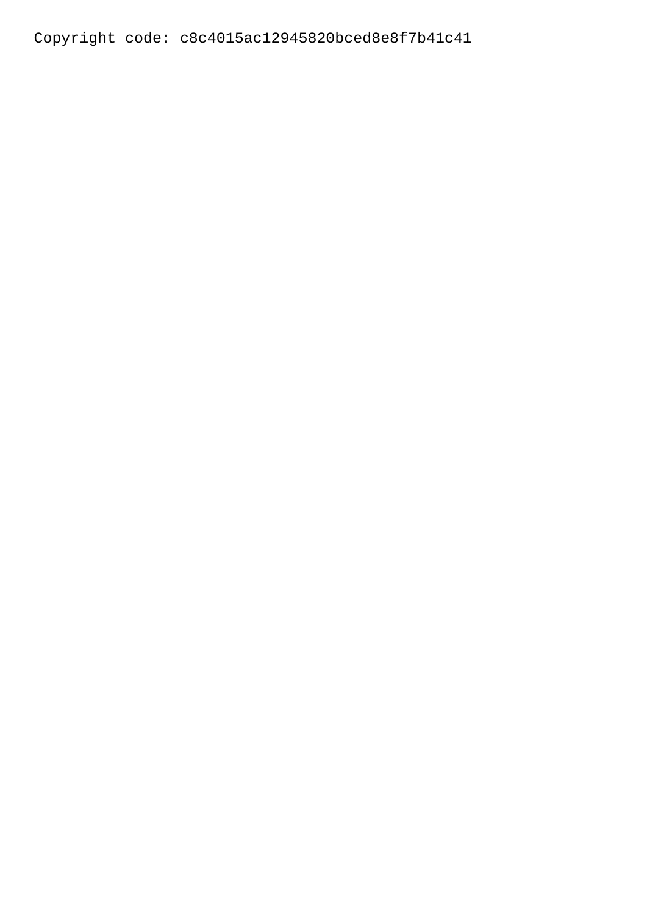Copyright code: c8c4015ac12945820bced8e8f7b41c41